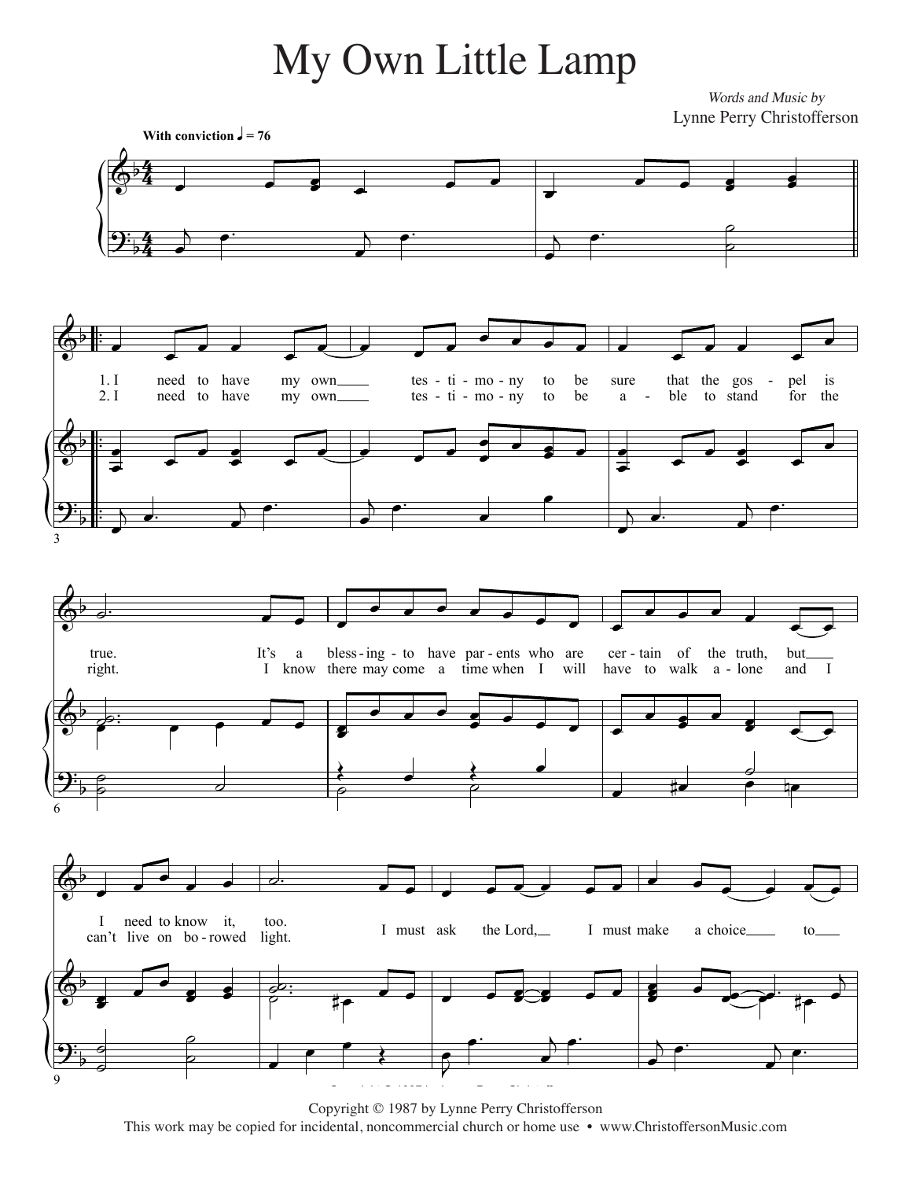# My Own Little Lamp

*Words and Music by*
Lynne Perry Christofferson

**With conviction** ♩ = 76

1. I need to have my own testimony to be sure that the gospel is true. It's a blessing to have parents who are certain of the truth, but I need to know it, too.

2. I need to have my own testimony to be able to stand for the right. I know there may come a time when I will have to walk alone and I can't live on borrowed light.

I must ask the Lord, I must make a choice to

Copyright © 1987 by Lynne Perry Christofferson
This work may be copied for incidental, noncommercial church or home use • www.ChristoffersonMusic.com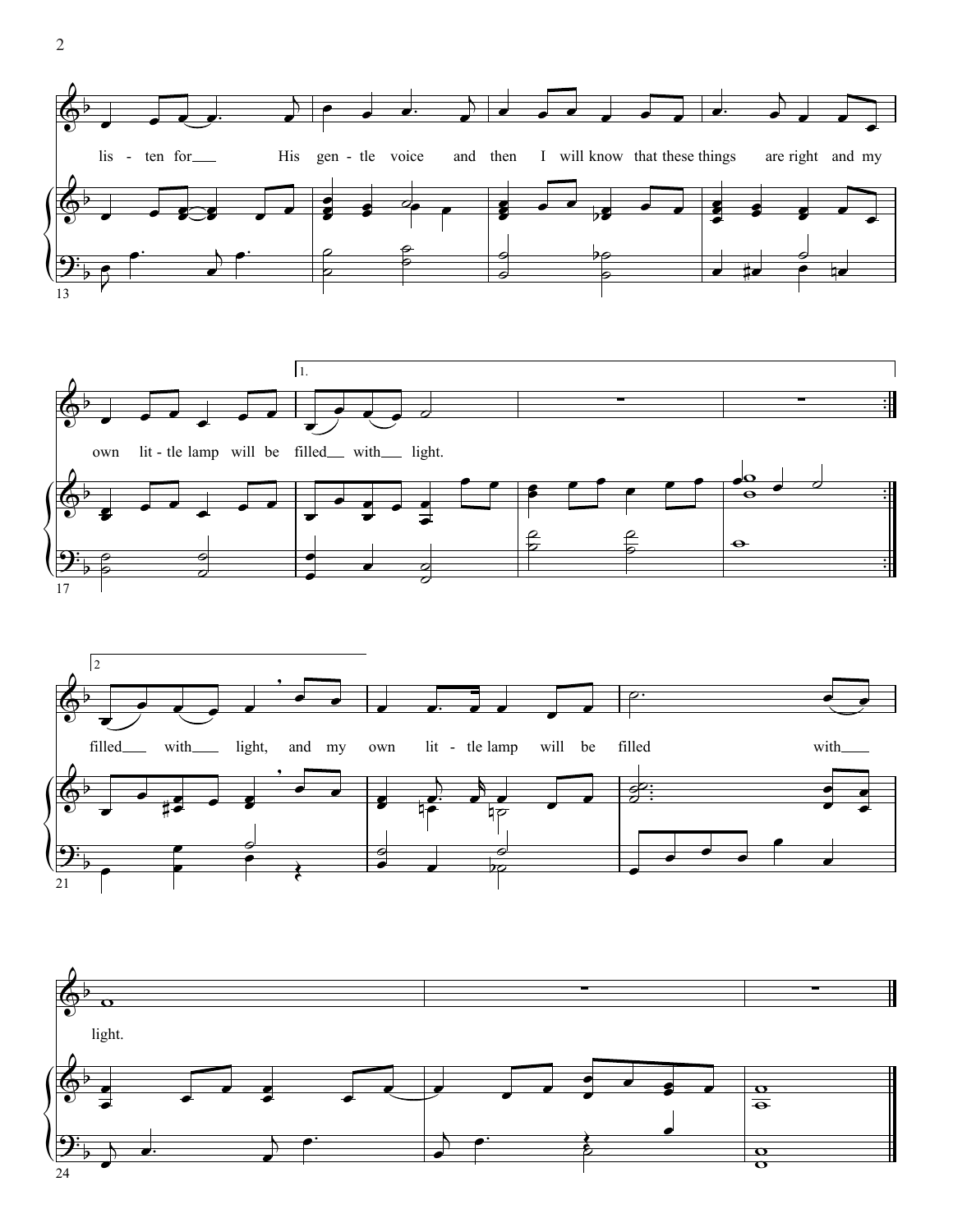lis - ten for___ His gen - tle voice and then I will know that these things are right and my

own lit - tle lamp will be filled___ with___ light.

1.

2

filled___ with___ light, and my own lit - tle lamp will be filled with___

light.